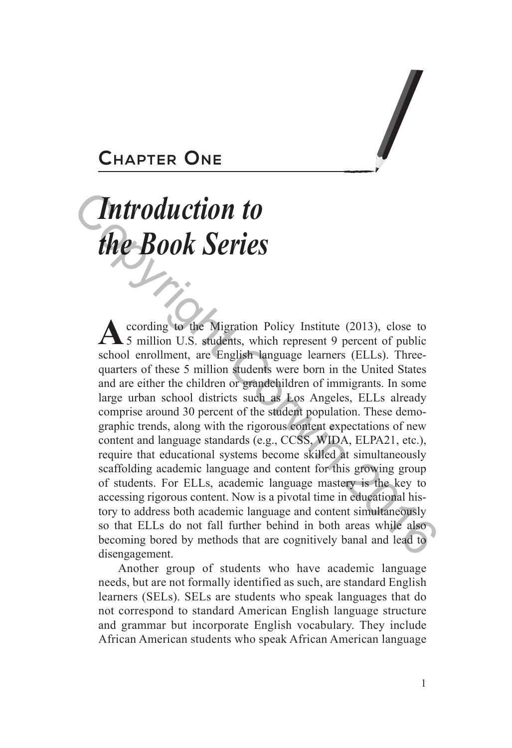# Chapter One

## *Introduction to the Book Series*

According to the Migration Policy Institute (2013), close to 5 million U.S. students, which represent 9 percent of public school enrollment, are English language learners (ELLs). Three-quarters of these 5 million students were born in the United States and are either the children or grandchildren of immigrants. In some large urban school districts such as Los Angeles, ELLs already comprise around 30 percent of the student population. These demographic trends, along with the rigorous content expectations of new content and language standards (e.g., CCSS, WIDA, ELPA21, etc.), require that educational systems become skilled at simultaneously scaffolding academic language and content for this growing group of students. For ELLs, academic language mastery is the key to accessing rigorous content. Now is a pivotal time in educational history to address both academic language and content simultaneously so that ELLs do not fall further behind in both areas while also becoming bored by methods that are cognitively banal and lead to disengagement.

Another group of students who have academic language needs, but are not formally identified as such, are standard English learners (SELs). SELs are students who speak languages that do not correspond to standard American English language structure and grammar but incorporate English vocabulary. They include African American students who speak African American language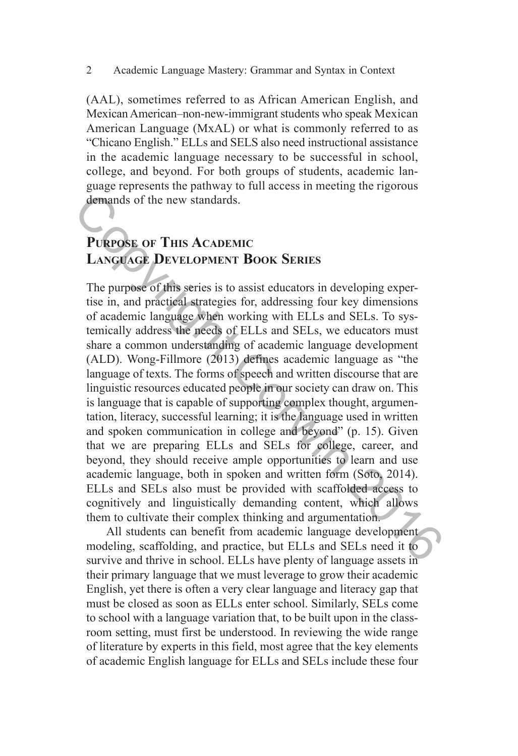(AAL), sometimes referred to as African American English, and Mexican American–non-new-immigrant students who speak Mexican American Language (MxAL) or what is commonly referred to as "Chicano English." ELLs and SELS also need instructional assistance in the academic language necessary to be successful in school, college, and beyond. For both groups of students, academic language represents the pathway to full access in meeting the rigorous demands of the new standards.

## Purpose of This Academic Language Development Book Series

The purpose of this series is to assist educators in developing expertise in, and practical strategies for, addressing four key dimensions of academic language when working with ELLs and SELs. To systemically address the needs of ELLs and SELs, we educators must share a common understanding of academic language development (ALD). Wong-Fillmore (2013) defines academic language as "the language of texts. The forms of speech and written discourse that are linguistic resources educated people in our society can draw on. This is language that is capable of supporting complex thought, argumentation, literacy, successful learning; it is the language used in written and spoken communication in college and beyond" (p. 15). Given that we are preparing ELLs and SELs for college, career, and beyond, they should receive ample opportunities to learn and use academic language, both in spoken and written form (Soto, 2014). ELLs and SELs also must be provided with scaffolded access to cognitively and linguistically demanding content, which allows them to cultivate their complex thinking and argumentation.

All students can benefit from academic language development modeling, scaffolding, and practice, but ELLs and SELs need it to survive and thrive in school. ELLs have plenty of language assets in their primary language that we must leverage to grow their academic English, yet there is often a very clear language and literacy gap that must be closed as soon as ELLs enter school. Similarly, SELs come to school with a language variation that, to be built upon in the classroom setting, must first be understood. In reviewing the wide range of literature by experts in this field, most agree that the key elements of academic English language for ELLs and SELs include these four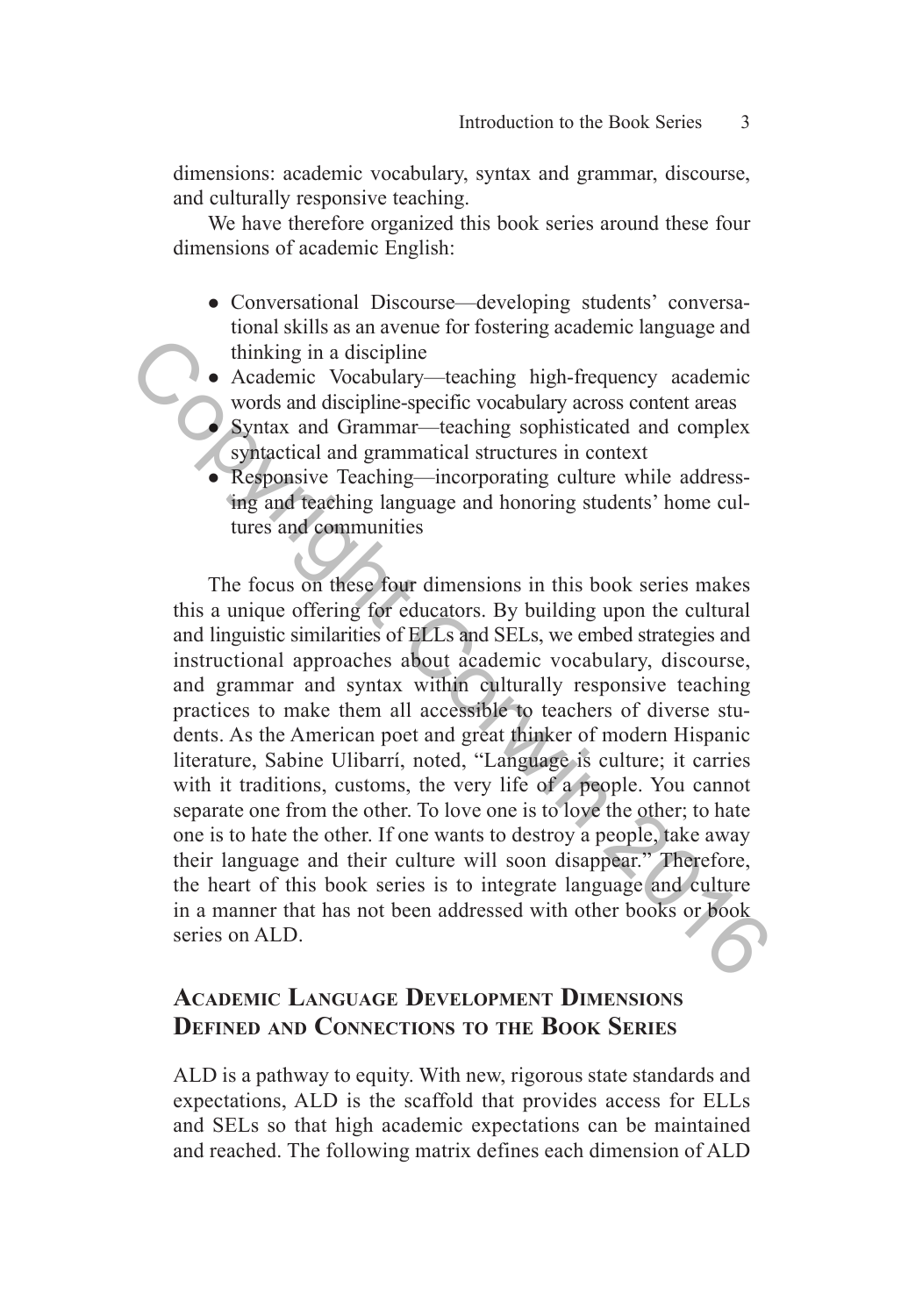dimensions: academic vocabulary, syntax and grammar, discourse, and culturally responsive teaching.

We have therefore organized this book series around these four dimensions of academic English:

- Conversational Discourse—developing students' conversational skills as an avenue for fostering academic language and thinking in a discipline
- Academic Vocabulary—teaching high-frequency academic words and discipline-specific vocabulary across content areas
- Syntax and Grammar—teaching sophisticated and complex syntactical and grammatical structures in context
- Responsive Teaching—incorporating culture while addressing and teaching language and honoring students' home cultures and communities

The focus on these four dimensions in this book series makes this a unique offering for educators. By building upon the cultural and linguistic similarities of ELLs and SELs, we embed strategies and instructional approaches about academic vocabulary, discourse, and grammar and syntax within culturally responsive teaching practices to make them all accessible to teachers of diverse students. As the American poet and great thinker of modern Hispanic literature, Sabine Ulibarrí, noted, "Language is culture; it carries with it traditions, customs, the very life of a people. You cannot separate one from the other. To love one is to love the other; to hate one is to hate the other. If one wants to destroy a people, take away their language and their culture will soon disappear." Therefore, the heart of this book series is to integrate language and culture in a manner that has not been addressed with other books or book series on ALD.

## Academic Language Development Dimensions Defined and Connections to the Book Series

ALD is a pathway to equity. With new, rigorous state standards and expectations, ALD is the scaffold that provides access for ELLs and SELs so that high academic expectations can be maintained and reached. The following matrix defines each dimension of ALD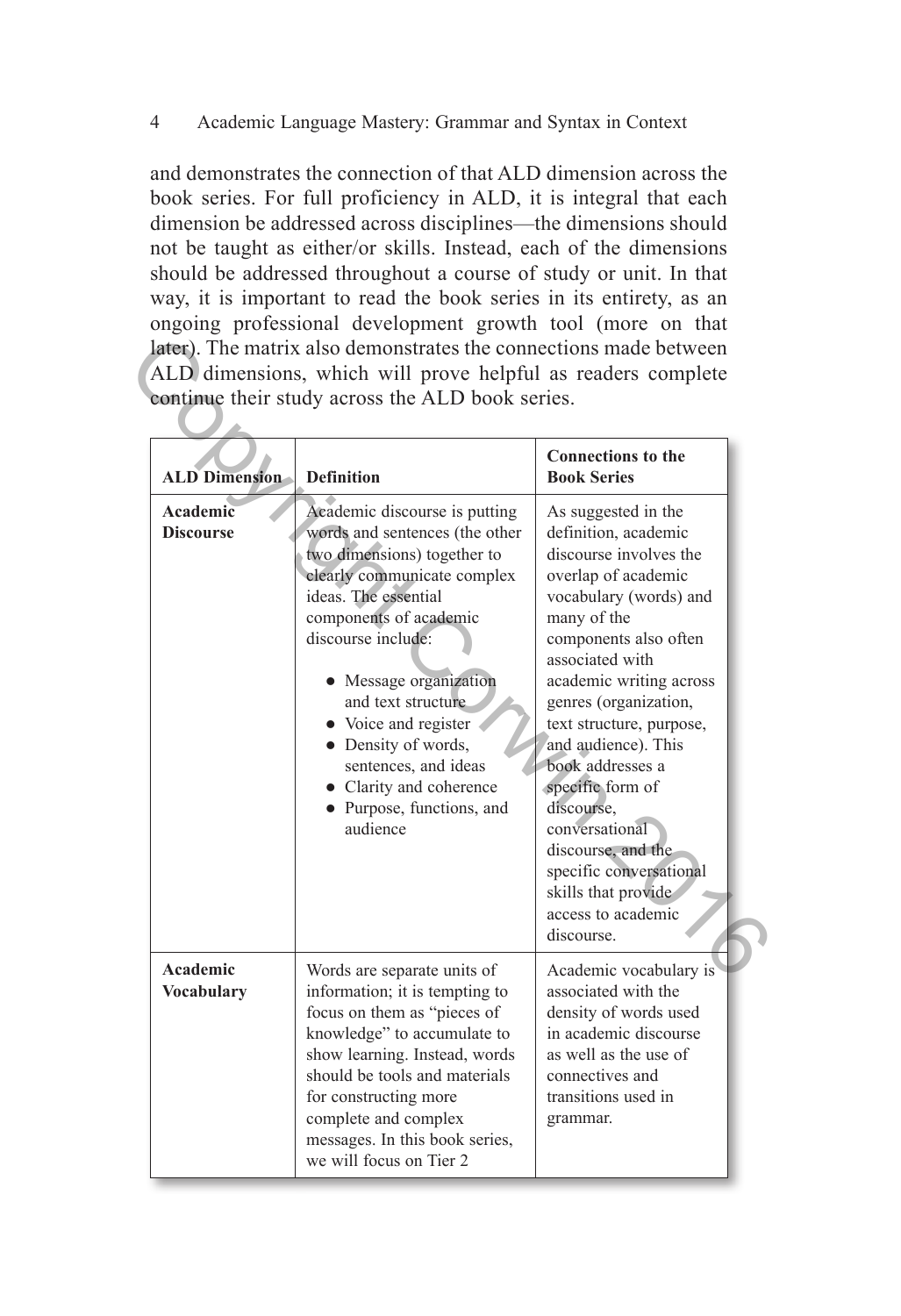and demonstrates the connection of that ALD dimension across the book series. For full proficiency in ALD, it is integral that each dimension be addressed across disciplines—the dimensions should not be taught as either/or skills. Instead, each of the dimensions should be addressed throughout a course of study or unit. In that way, it is important to read the book series in its entirety, as an ongoing professional development growth tool (more on that later). The matrix also demonstrates the connections made between ALD dimensions, which will prove helpful as readers complete continue their study across the ALD book series.

| ALD Dimension | Definition | Connections to the Book Series |
|---|---|---|
| **Academic Discourse** | Academic discourse is putting words and sentences (the other two dimensions) together to clearly communicate complex ideas. The essential components of academic discourse include:<br>• Message organization and text structure<br>• Voice and register<br>• Density of words, sentences, and ideas<br>• Clarity and coherence<br>• Purpose, functions, and audience | As suggested in the definition, academic discourse involves the overlap of academic vocabulary (words) and many of the components also often associated with academic writing across genres (organization, text structure, purpose, and audience). This book addresses a specific form of discourse, conversational discourse, and the specific conversational skills that provide access to academic discourse. |
| **Academic Vocabulary** | Words are separate units of information; it is tempting to focus on them as "pieces of knowledge" to accumulate to show learning. Instead, words should be tools and materials for constructing more complete and complex messages. In this book series, we will focus on Tier 2 | Academic vocabulary is associated with the density of words used in academic discourse as well as the use of connectives and transitions used in grammar. |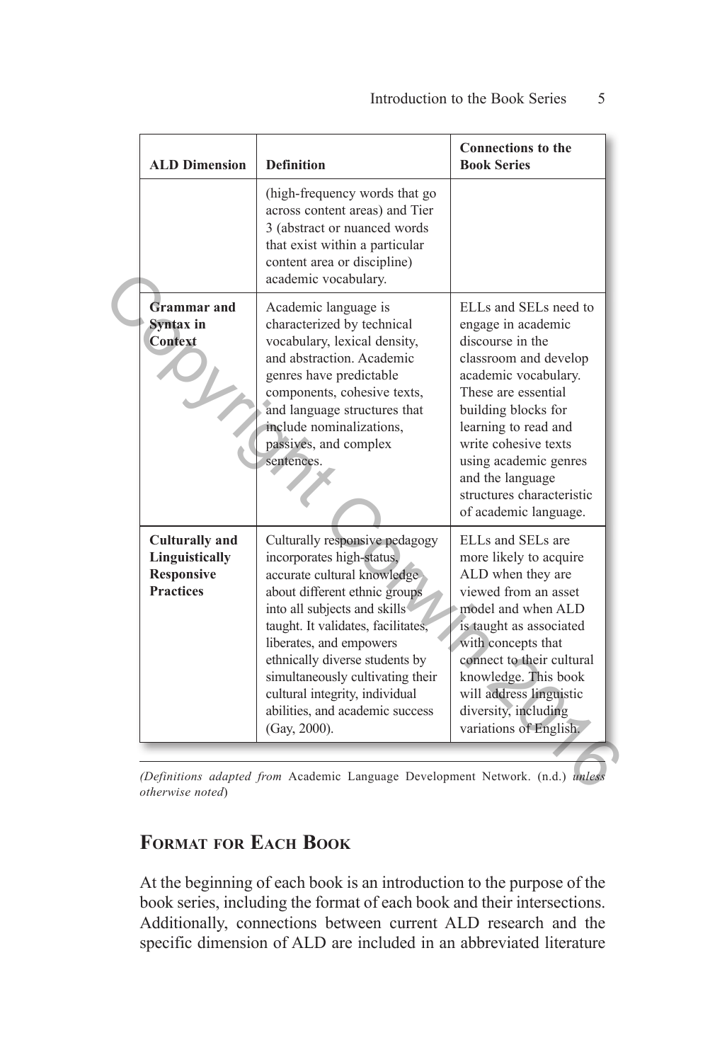| ALD Dimension | Definition | Connections to the Book Series |
|---|---|---|
| | (high-frequency words that go across content areas) and Tier 3 (abstract or nuanced words that exist within a particular content area or discipline) academic vocabulary. | |
| **Grammar and Syntax in Context** | Academic language is characterized by technical vocabulary, lexical density, and abstraction. Academic genres have predictable components, cohesive texts, and language structures that include nominalizations, passives, and complex sentences. | ELLs and SELs need to engage in academic discourse in the classroom and develop academic vocabulary. These are essential building blocks for learning to read and write cohesive texts using academic genres and the language structures characteristic of academic language. |
| **Culturally and Linguistically Responsive Practices** | Culturally responsive pedagogy incorporates high-status, accurate cultural knowledge about different ethnic groups into all subjects and skills taught. It validates, facilitates, liberates, and empowers ethnically diverse students by simultaneously cultivating their cultural integrity, individual abilities, and academic success (Gay, 2000). | ELLs and SELs are more likely to acquire ALD when they are viewed from an asset model and when ALD is taught as associated with concepts that connect to their cultural knowledge. This book will address linguistic diversity, including variations of English. |

*(Definitions adapted from* Academic Language Development Network. (n.d.) *unless otherwise noted*)

## Format for Each Book

At the beginning of each book is an introduction to the purpose of the book series, including the format of each book and their intersections. Additionally, connections between current ALD research and the specific dimension of ALD are included in an abbreviated literature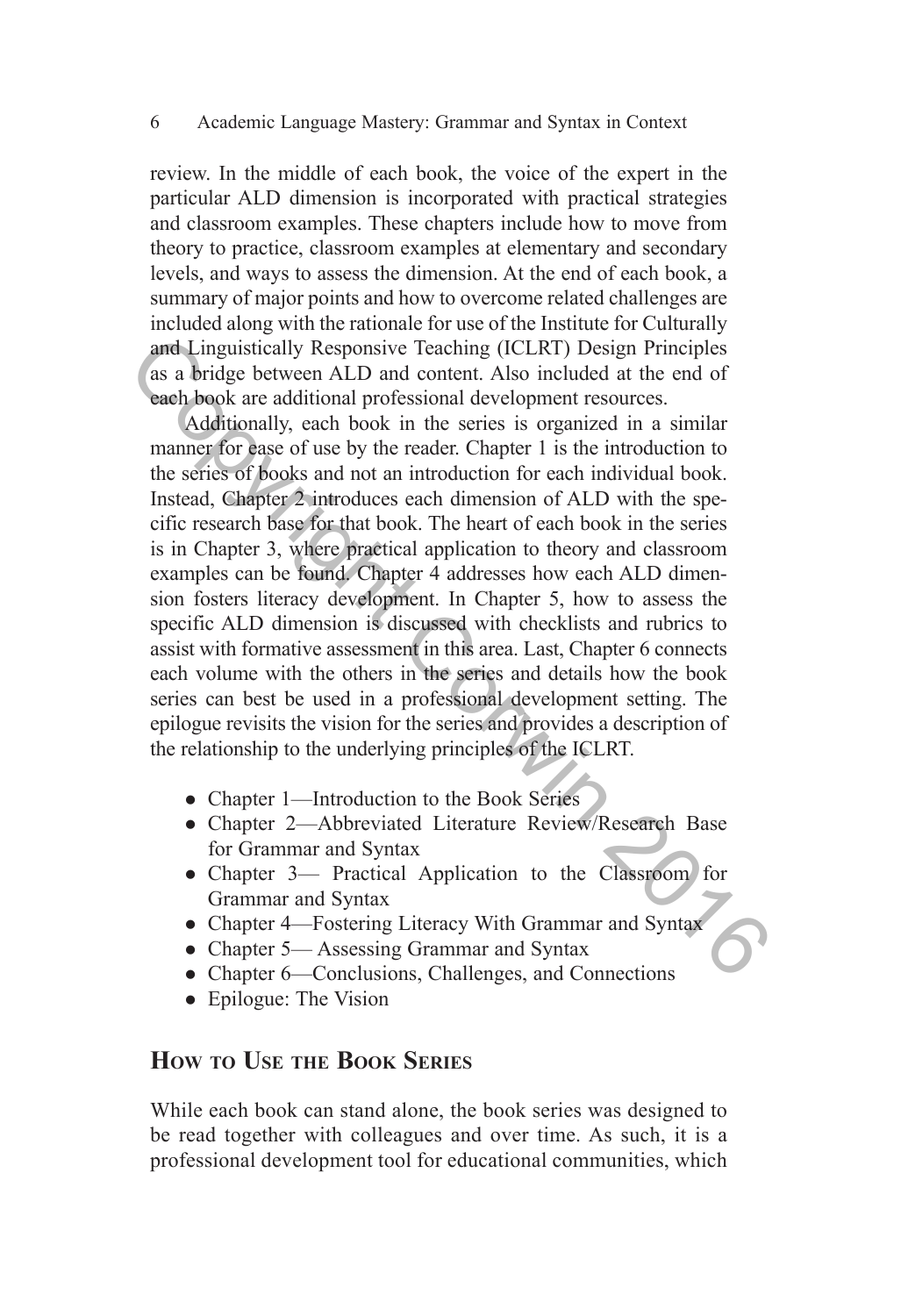review. In the middle of each book, the voice of the expert in the particular ALD dimension is incorporated with practical strategies and classroom examples. These chapters include how to move from theory to practice, classroom examples at elementary and secondary levels, and ways to assess the dimension. At the end of each book, a summary of major points and how to overcome related challenges are included along with the rationale for use of the Institute for Culturally and Linguistically Responsive Teaching (ICLRT) Design Principles as a bridge between ALD and content. Also included at the end of each book are additional professional development resources.

Additionally, each book in the series is organized in a similar manner for ease of use by the reader. Chapter 1 is the introduction to the series of books and not an introduction for each individual book. Instead, Chapter 2 introduces each dimension of ALD with the specific research base for that book. The heart of each book in the series is in Chapter 3, where practical application to theory and classroom examples can be found. Chapter 4 addresses how each ALD dimension fosters literacy development. In Chapter 5, how to assess the specific ALD dimension is discussed with checklists and rubrics to assist with formative assessment in this area. Last, Chapter 6 connects each volume with the others in the series and details how the book series can best be used in a professional development setting. The epilogue revisits the vision for the series and provides a description of the relationship to the underlying principles of the ICLRT.

- Chapter 1—Introduction to the Book Series
- Chapter 2—Abbreviated Literature Review/Research Base for Grammar and Syntax
- Chapter 3— Practical Application to the Classroom for Grammar and Syntax
- Chapter 4—Fostering Literacy With Grammar and Syntax
- Chapter 5— Assessing Grammar and Syntax
- Chapter 6—Conclusions, Challenges, and Connections
- Epilogue: The Vision

## How to Use the Book Series

While each book can stand alone, the book series was designed to be read together with colleagues and over time. As such, it is a professional development tool for educational communities, which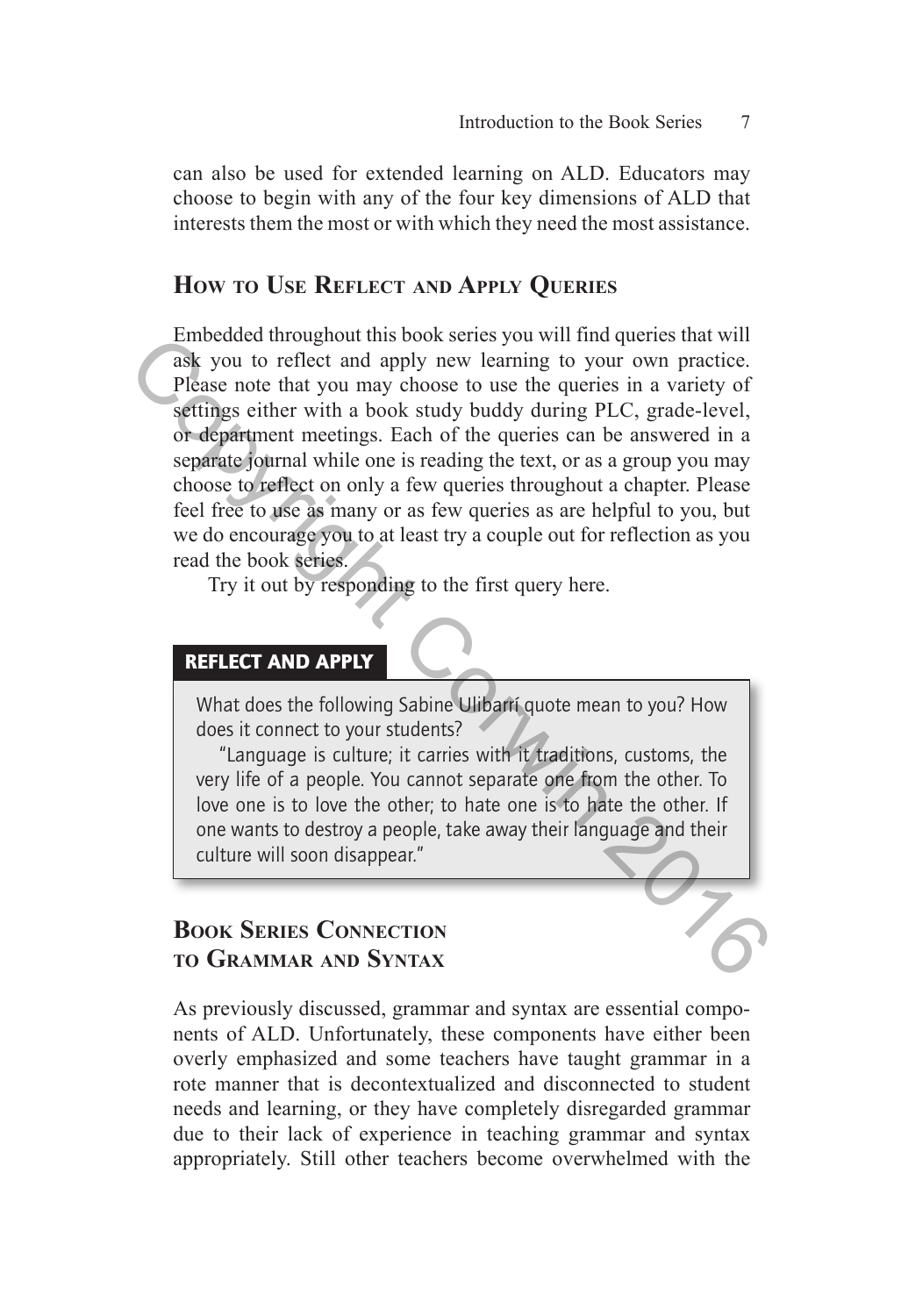can also be used for extended learning on ALD. Educators may choose to begin with any of the four key dimensions of ALD that interests them the most or with which they need the most assistance.

## How to Use Reflect and Apply Queries

Embedded throughout this book series you will find queries that will ask you to reflect and apply new learning to your own practice. Please note that you may choose to use the queries in a variety of settings either with a book study buddy during PLC, grade-level, or department meetings. Each of the queries can be answered in a separate journal while one is reading the text, or as a group you may choose to reflect on only a few queries throughout a chapter. Please feel free to use as many or as few queries as are helpful to you, but we do encourage you to at least try a couple out for reflection as you read the book series.

Try it out by responding to the first query here.

**REFLECT AND APPLY**

What does the following Sabine Ulibarrí quote mean to you? How does it connect to your students?

"Language is culture; it carries with it traditions, customs, the very life of a people. You cannot separate one from the other. To love one is to love the other; to hate one is to hate the other. If one wants to destroy a people, take away their language and their culture will soon disappear."

## Book Series Connection to Grammar and Syntax

As previously discussed, grammar and syntax are essential components of ALD. Unfortunately, these components have either been overly emphasized and some teachers have taught grammar in a rote manner that is decontextualized and disconnected to student needs and learning, or they have completely disregarded grammar due to their lack of experience in teaching grammar and syntax appropriately. Still other teachers become overwhelmed with the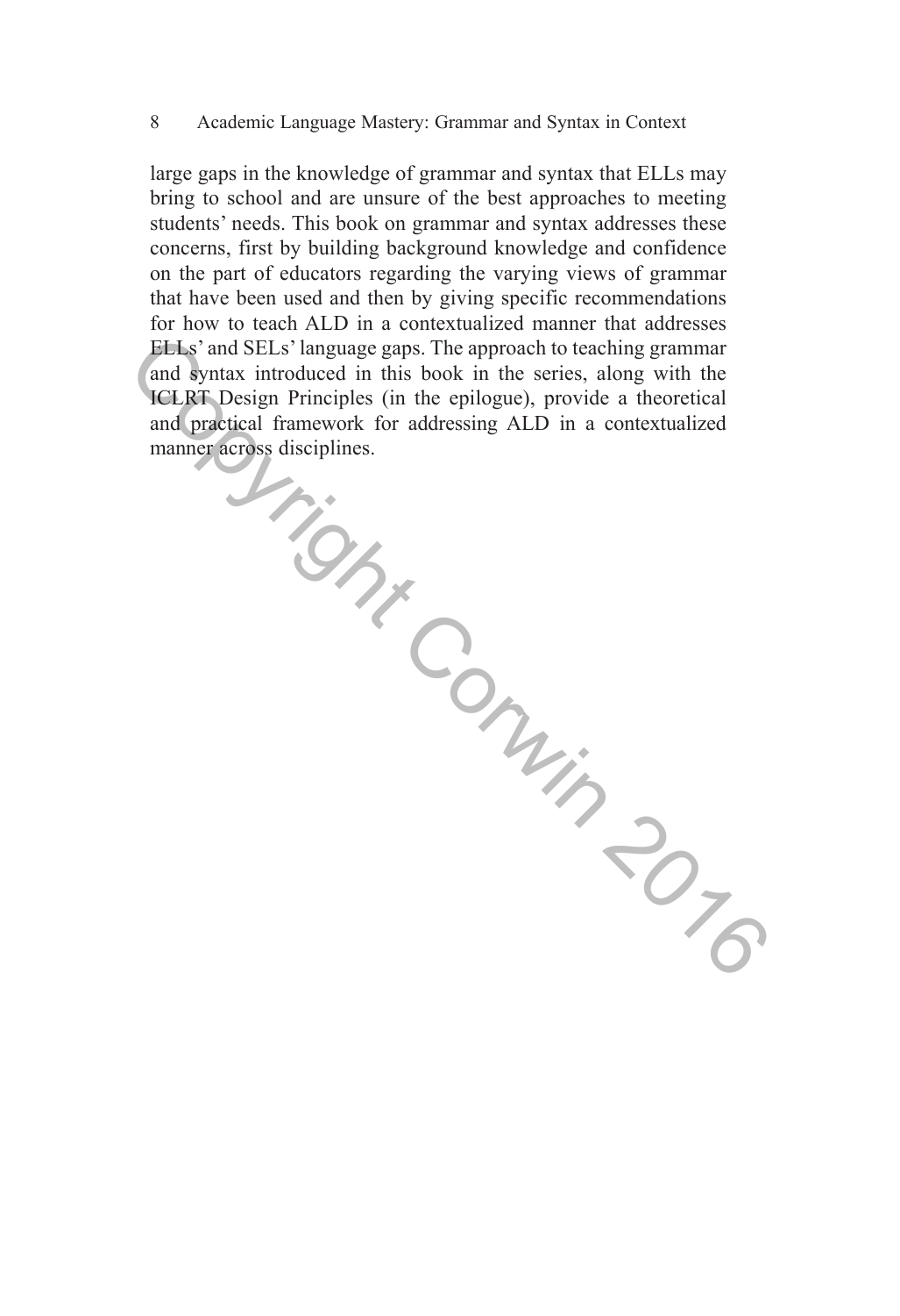large gaps in the knowledge of grammar and syntax that ELLs may bring to school and are unsure of the best approaches to meeting students' needs. This book on grammar and syntax addresses these concerns, first by building background knowledge and confidence on the part of educators regarding the varying views of grammar that have been used and then by giving specific recommendations for how to teach ALD in a contextualized manner that addresses ELLs' and SELs' language gaps. The approach to teaching grammar and syntax introduced in this book in the series, along with the ICLRT Design Principles (in the epilogue), provide a theoretical and practical framework for addressing ALD in a contextualized manner across disciplines.